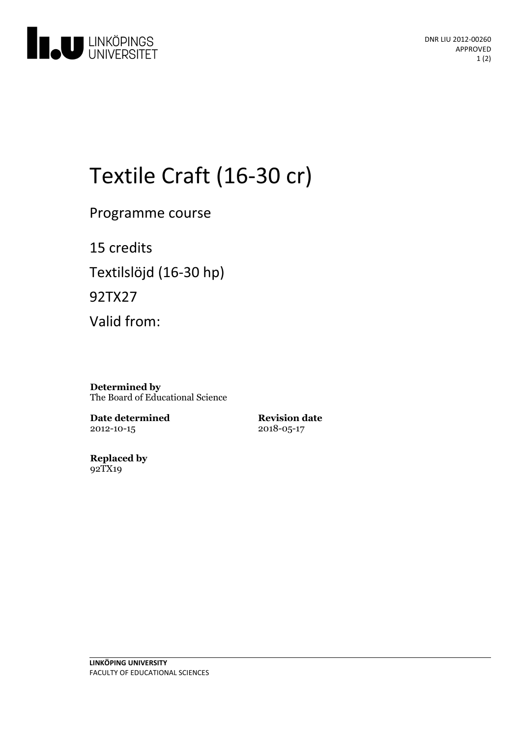DNR LIU 2012-00260
APPROVED

# Textile Craft (16-30 cr)

Programme course

15 credits

Textilslöjd (16-30 hp)

92TX27

Valid from:

**Determined by**
The Board of Educational Science

**Date determined**
2012-10-15

**Revision date**
2018-05-17

**Replaced by**
92TX19

**LINKÖPING UNIVERSITY**
FACULTY OF EDUCATIONAL SCIENCES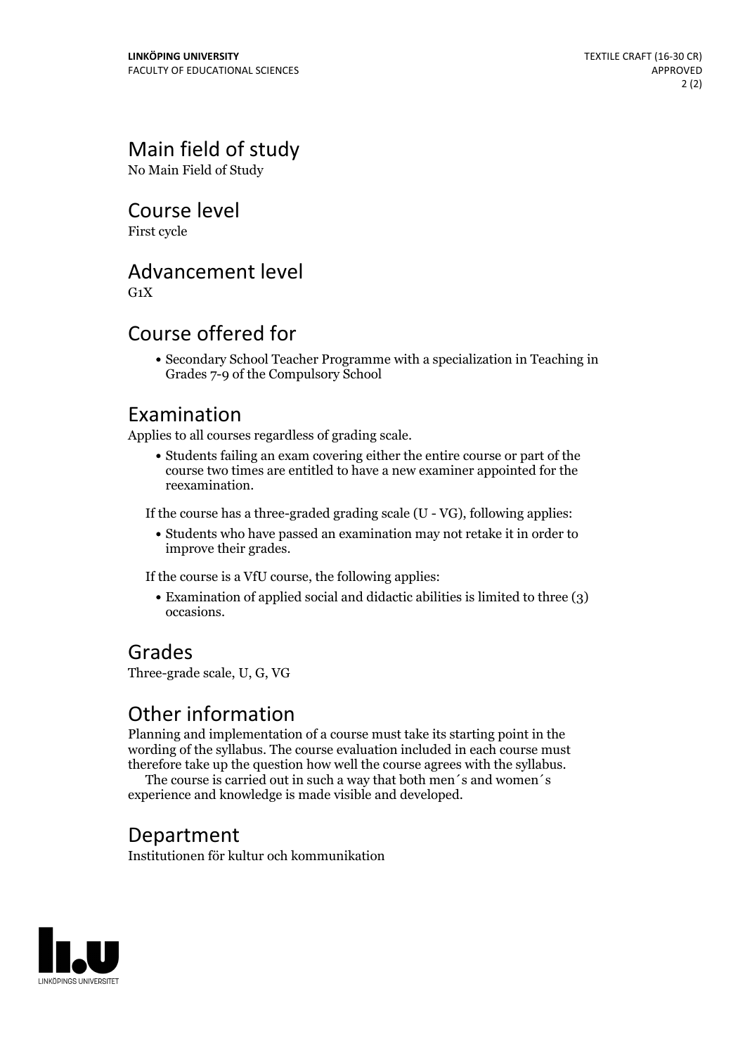## Main field of study

No Main Field of Study

## Course level

First cycle

## Advancement level

G1X

## Course offered for

- Secondary School Teacher Programme with a specialization in Teaching in Grades 7-9 of the Compulsory School

## Examination

Applies to all courses regardless of grading scale.

- Students failing an exam covering either the entire course or part of the course two times are entitled to have a new examiner appointed for the reexamination.

If the course has a three-graded grading scale (U - VG), following applies:

- Students who have passed an examination may not retake it in order to improve their grades.

If the course is a VfU course, the following applies:

- Examination of applied social and didactic abilities is limited to three (3) occasions.

## Grades

Three-grade scale, U, G, VG

## Other information

Planning and implementation of a course must take its starting point in the wording of the syllabus. The course evaluation included in each course must therefore take up the question how well the course agrees with the syllabus.

The course is carried out in such a way that both men´s and women´s experience and knowledge is made visible and developed.

## Department

Institutionen för kultur och kommunikation